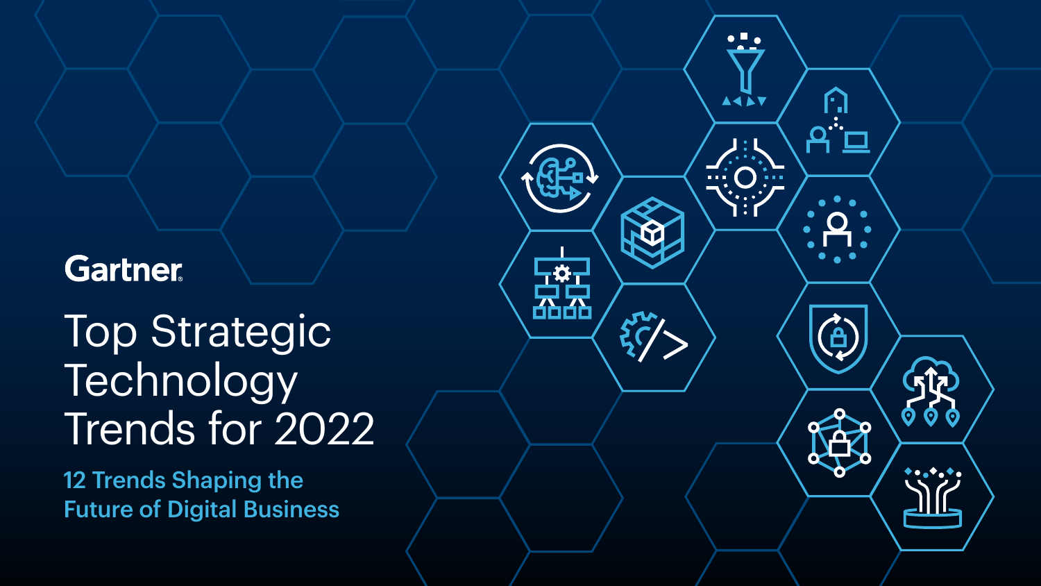Gartner

# Top Strategic Technology Trends for 2022

## 12 Trends Shaping the Future of Digital Business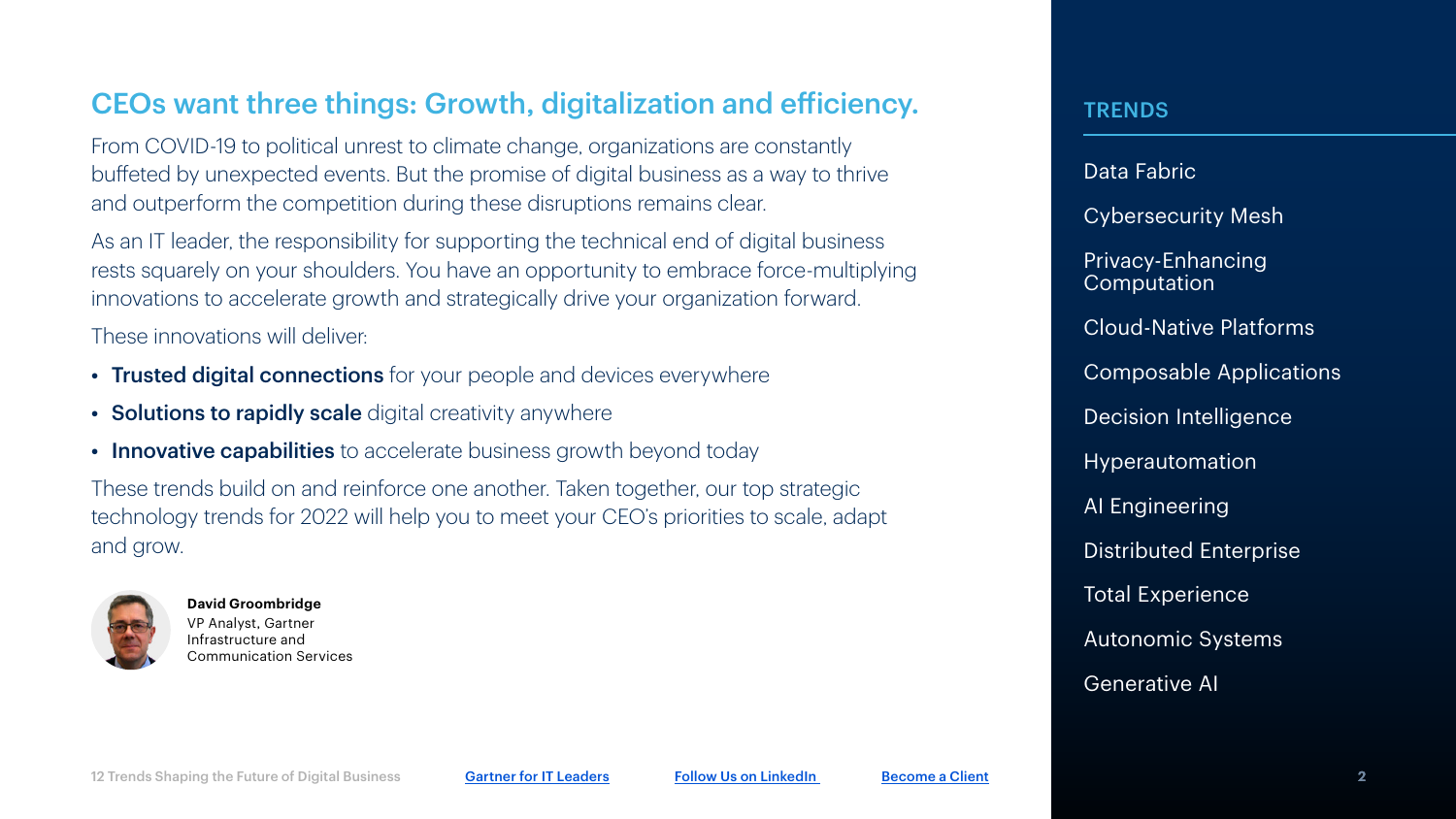## CEOs want three things: Growth, digitalization and efficiency.

From COVID-19 to political unrest to climate change, organizations are constantly buffeted by unexpected events. But the promise of digital business as a way to thrive and outperform the competition during these disruptions remains clear.

As an IT leader, the responsibility for supporting the technical end of digital business rests squarely on your shoulders. You have an opportunity to embrace force-multiplying innovations to accelerate growth and strategically drive your organization forward.

These innovations will deliver:

- **Trusted digital connections** for your people and devices everywhere
- **Solutions to rapidly scale** digital creativity anywhere
- **Innovative capabilities** to accelerate business growth beyond today

These trends build on and reinforce one another. Taken together, our top strategic technology trends for 2022 will help you to meet your CEO's priorities to scale, adapt and grow.

**David Groombridge**
VP Analyst, Gartner
Infrastructure and
Communication Services

### TRENDS

- Data Fabric
- Cybersecurity Mesh
- Privacy-Enhancing Computation
- Cloud-Native Platforms
- Composable Applications
- Decision Intelligence
- Hyperautomation
- AI Engineering
- Distributed Enterprise
- Total Experience
- Autonomic Systems
- Generative AI

[Gartner for IT Leaders](#) [Follow Us on LinkedIn](#) [Become a Client](#)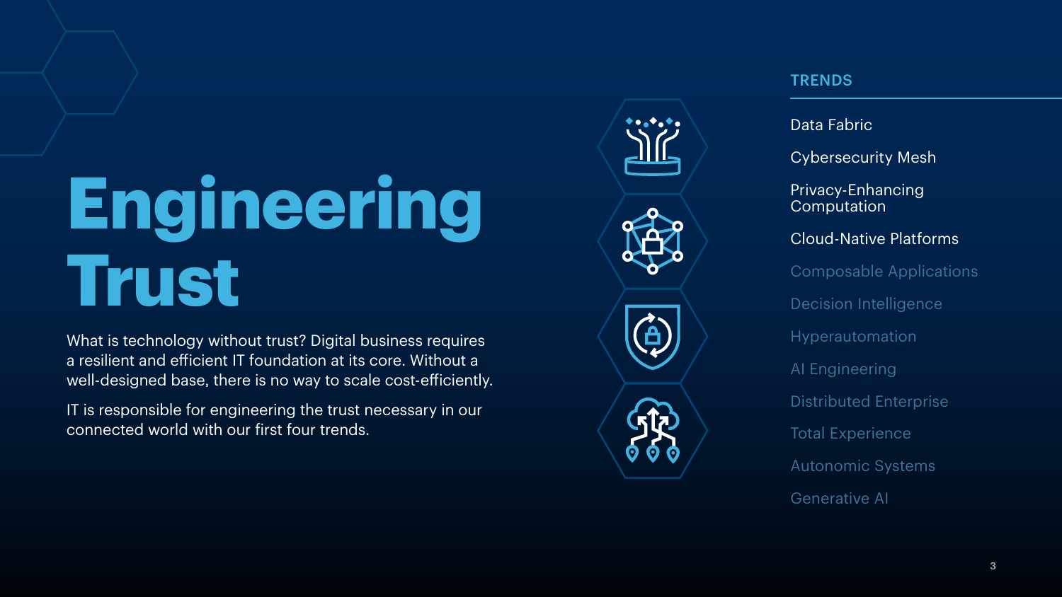# Engineering Trust

What is technology without trust? Digital business requires a resilient and efficient IT foundation at its core. Without a well-designed base, there is no way to scale cost-efficiently.

IT is responsible for engineering the trust necessary in our connected world with our first four trends.

## TRENDS

- Data Fabric
- Cybersecurity Mesh
- Privacy-Enhancing Computation
- Cloud-Native Platforms
- Composable Applications
- Decision Intelligence
- Hyperautomation
- AI Engineering
- Distributed Enterprise
- Total Experience
- Autonomic Systems
- Generative AI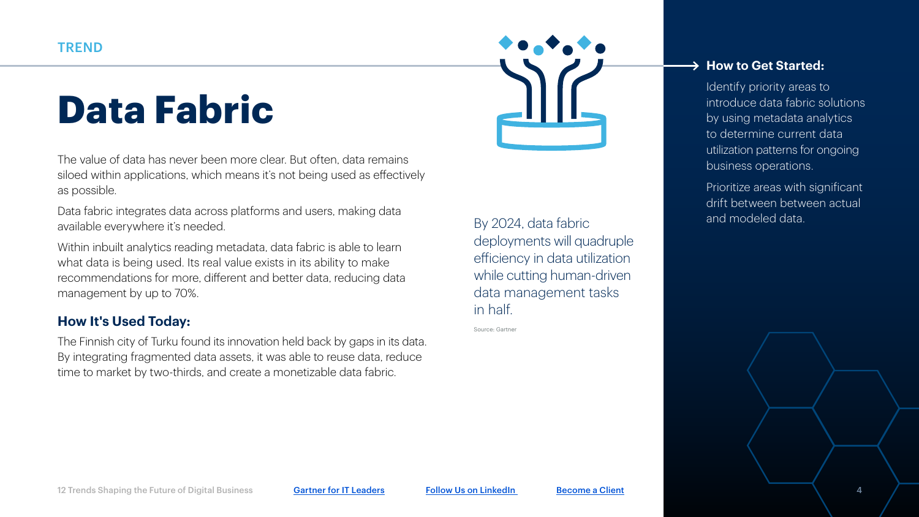TREND

# Data Fabric

The value of data has never been more clear. But often, data remains siloed within applications, which means it's not being used as effectively as possible.

Data fabric integrates data across platforms and users, making data available everywhere it's needed.

Within inbuilt analytics reading metadata, data fabric is able to learn what data is being used. Its real value exists in its ability to make recommendations for more, different and better data, reducing data management by up to 70%.

## How It's Used Today:

The Finnish city of Turku found its innovation held back by gaps in its data. By integrating fragmented data assets, it was able to reuse data, reduce time to market by two-thirds, and create a monetizable data fabric.

By 2024, data fabric deployments will quadruple efficiency in data utilization while cutting human-driven data management tasks in half.

Source: Gartner

## How to Get Started:

Identify priority areas to introduce data fabric solutions by using metadata analytics to determine current data utilization patterns for ongoing business operations.

Prioritize areas with significant drift between between actual and modeled data.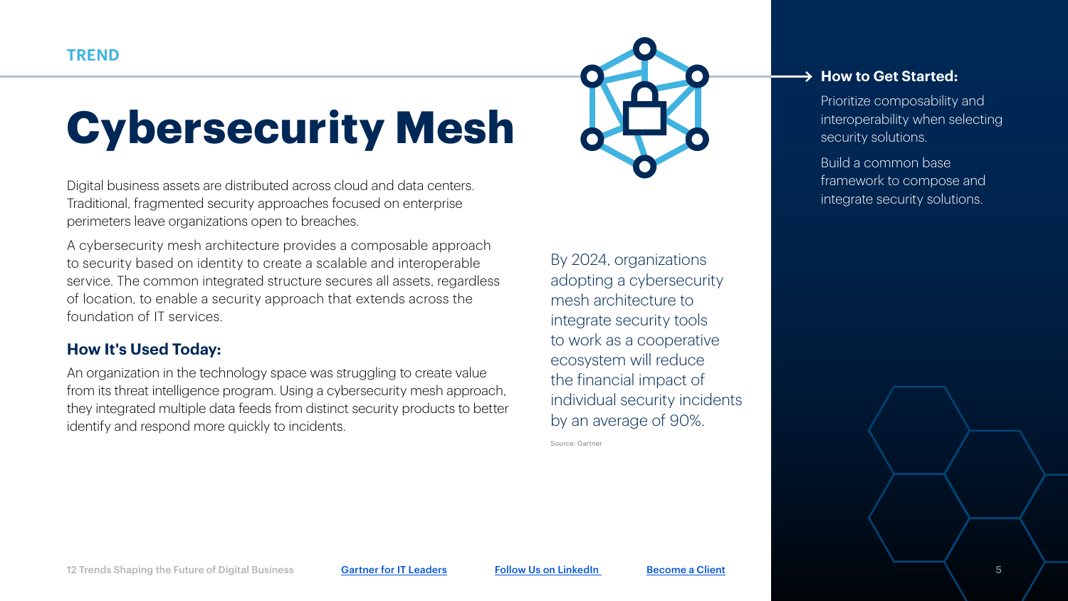TREND

# Cybersecurity Mesh

Digital business assets are distributed across cloud and data centers. Traditional, fragmented security approaches focused on enterprise perimeters leave organizations open to breaches.

A cybersecurity mesh architecture provides a composable approach to security based on identity to create a scalable and interoperable service. The common integrated structure secures all assets, regardless of location, to enable a security approach that extends across the foundation of IT services.

### How It's Used Today:

An organization in the technology space was struggling to create value from its threat intelligence program. Using a cybersecurity mesh approach, they integrated multiple data feeds from distinct security products to better identify and respond more quickly to incidents.

By 2024, organizations adopting a cybersecurity mesh architecture to integrate security tools to work as a cooperative ecosystem will reduce the financial impact of individual security incidents by an average of 90%.

Source: Gartner

### How to Get Started:

Prioritize composability and interoperability when selecting security solutions.

Build a common base framework to compose and integrate security solutions.

12 Trends Shaping the Future of Digital Business | Gartner for IT Leaders | Follow Us on LinkedIn | Become a Client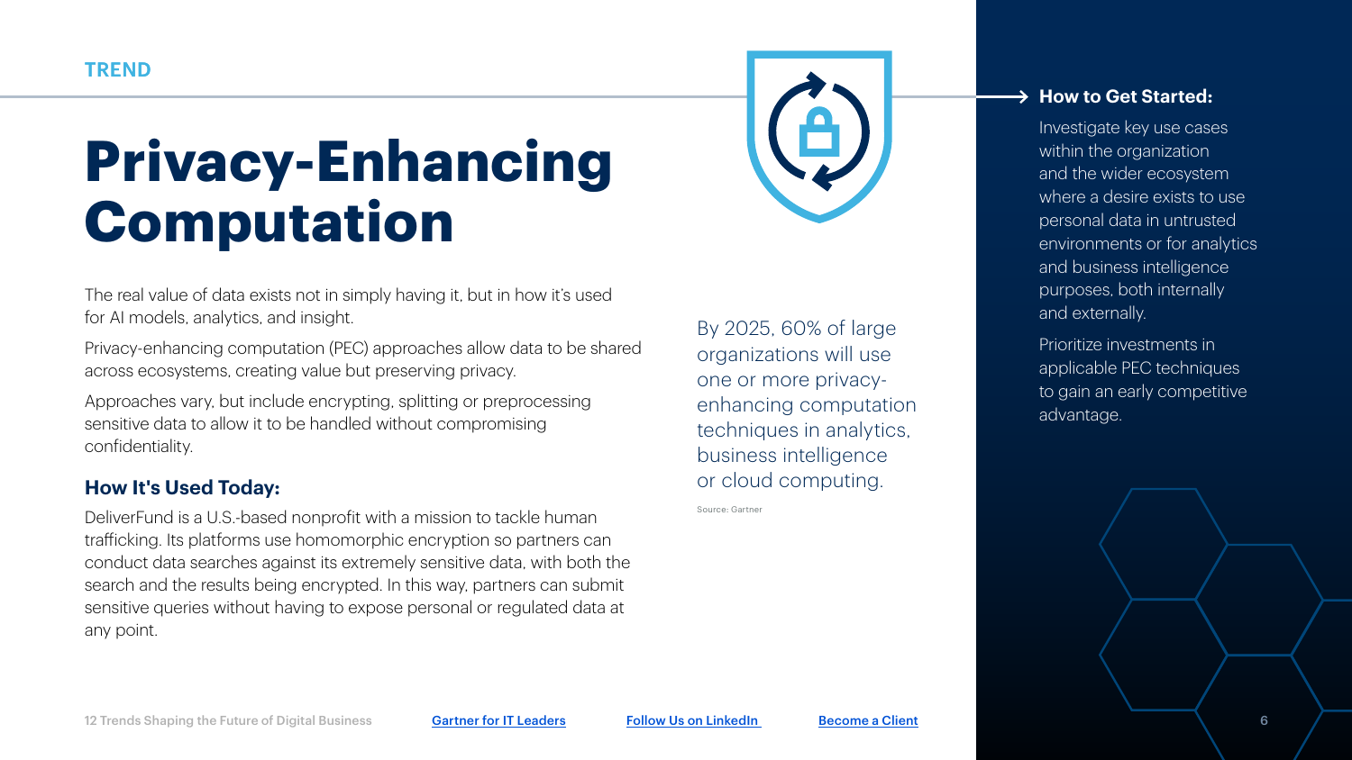TREND

# Privacy-Enhancing Computation

The real value of data exists not in simply having it, but in how it's used for AI models, analytics, and insight.

Privacy-enhancing computation (PEC) approaches allow data to be shared across ecosystems, creating value but preserving privacy.

Approaches vary, but include encrypting, splitting or preprocessing sensitive data to allow it to be handled without compromising confidentiality.

### How It's Used Today:

DeliverFund is a U.S.-based nonprofit with a mission to tackle human trafficking. Its platforms use homomorphic encryption so partners can conduct data searches against its extremely sensitive data, with both the search and the results being encrypted. In this way, partners can submit sensitive queries without having to expose personal or regulated data at any point.

By 2025, 60% of large organizations will use one or more privacy-enhancing computation techniques in analytics, business intelligence or cloud computing.

Source: Gartner

### How to Get Started:

Investigate key use cases within the organization and the wider ecosystem where a desire exists to use personal data in untrusted environments or for analytics and business intelligence purposes, both internally and externally.

Prioritize investments in applicable PEC techniques to gain an early competitive advantage.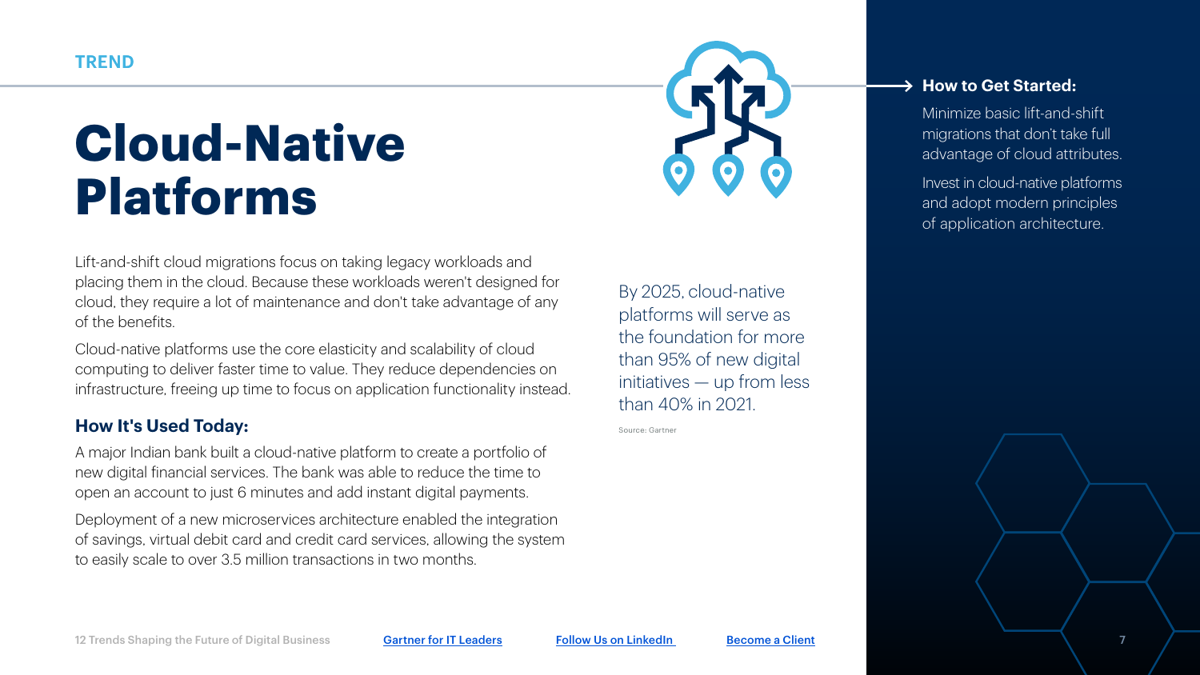TREND

# Cloud-Native Platforms

Lift-and-shift cloud migrations focus on taking legacy workloads and placing them in the cloud. Because these workloads weren't designed for cloud, they require a lot of maintenance and don't take advantage of any of the benefits.

Cloud-native platforms use the core elasticity and scalability of cloud computing to deliver faster time to value. They reduce dependencies on infrastructure, freeing up time to focus on application functionality instead.

## How It's Used Today:

A major Indian bank built a cloud-native platform to create a portfolio of new digital financial services. The bank was able to reduce the time to open an account to just 6 minutes and add instant digital payments.

Deployment of a new microservices architecture enabled the integration of savings, virtual debit card and credit card services, allowing the system to easily scale to over 3.5 million transactions in two months.

By 2025, cloud-native platforms will serve as the foundation for more than 95% of new digital initiatives — up from less than 40% in 2021.

Source: Gartner

## How to Get Started:

Minimize basic lift-and-shift migrations that don't take full advantage of cloud attributes.

Invest in cloud-native platforms and adopt modern principles of application architecture.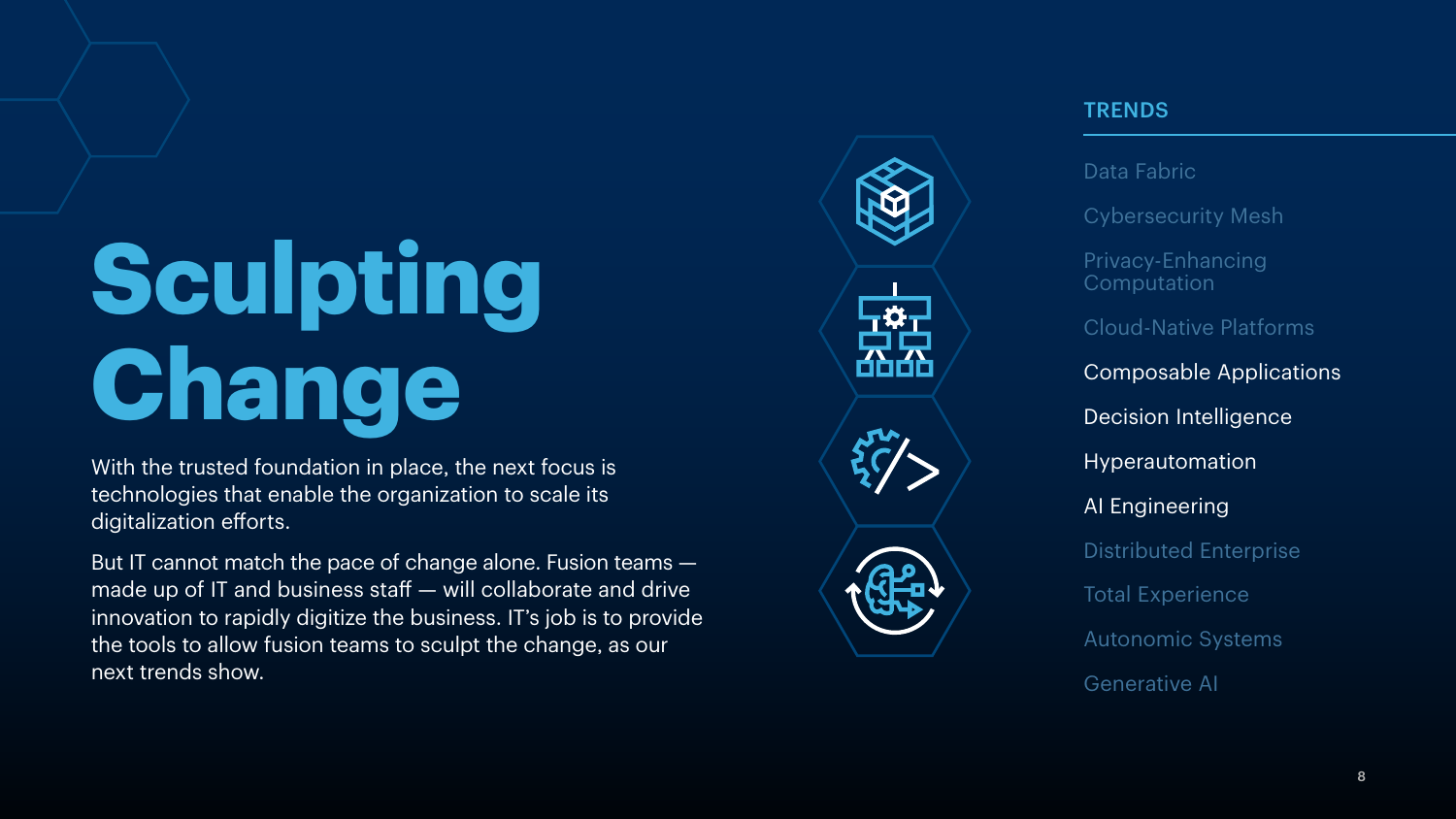# Sculpting Change

With the trusted foundation in place, the next focus is technologies that enable the organization to scale its digitalization efforts.

But IT cannot match the pace of change alone. Fusion teams — made up of IT and business staff — will collaborate and drive innovation to rapidly digitize the business. IT's job is to provide the tools to allow fusion teams to sculpt the change, as our next trends show.

## TRENDS

- Data Fabric
- Cybersecurity Mesh
- Privacy-Enhancing Computation
- Cloud-Native Platforms
- Composable Applications
- Decision Intelligence
- Hyperautomation
- AI Engineering
- Distributed Enterprise
- Total Experience
- Autonomic Systems
- Generative AI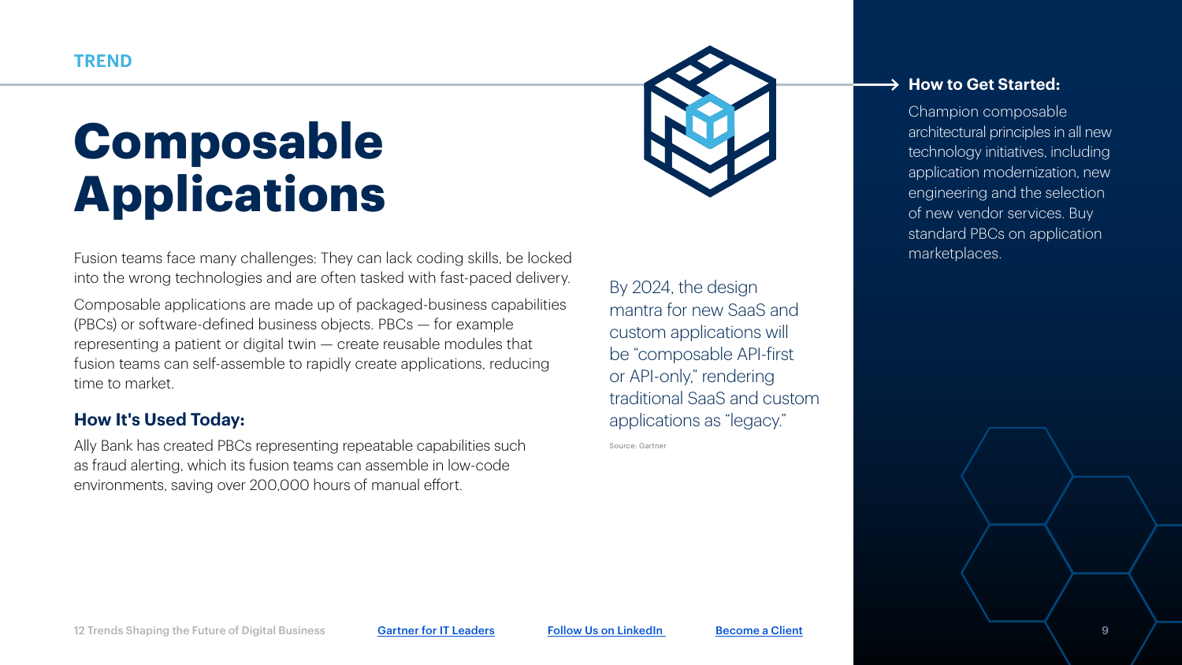TREND

# Composable Applications

Fusion teams face many challenges: They can lack coding skills, be locked into the wrong technologies and are often tasked with fast-paced delivery.

Composable applications are made up of packaged-business capabilities (PBCs) or software-defined business objects. PBCs — for example representing a patient or digital twin — create reusable modules that fusion teams can self-assemble to rapidly create applications, reducing time to market.

## How It's Used Today:

Ally Bank has created PBCs representing repeatable capabilities such as fraud alerting, which its fusion teams can assemble in low-code environments, saving over 200,000 hours of manual effort.

By 2024, the design mantra for new SaaS and custom applications will be "composable API-first or API-only," rendering traditional SaaS and custom applications as "legacy."

Source: Gartner

## How to Get Started:

Champion composable architectural principles in all new technology initiatives, including application modernization, new engineering and the selection of new vendor services. Buy standard PBCs on application marketplaces.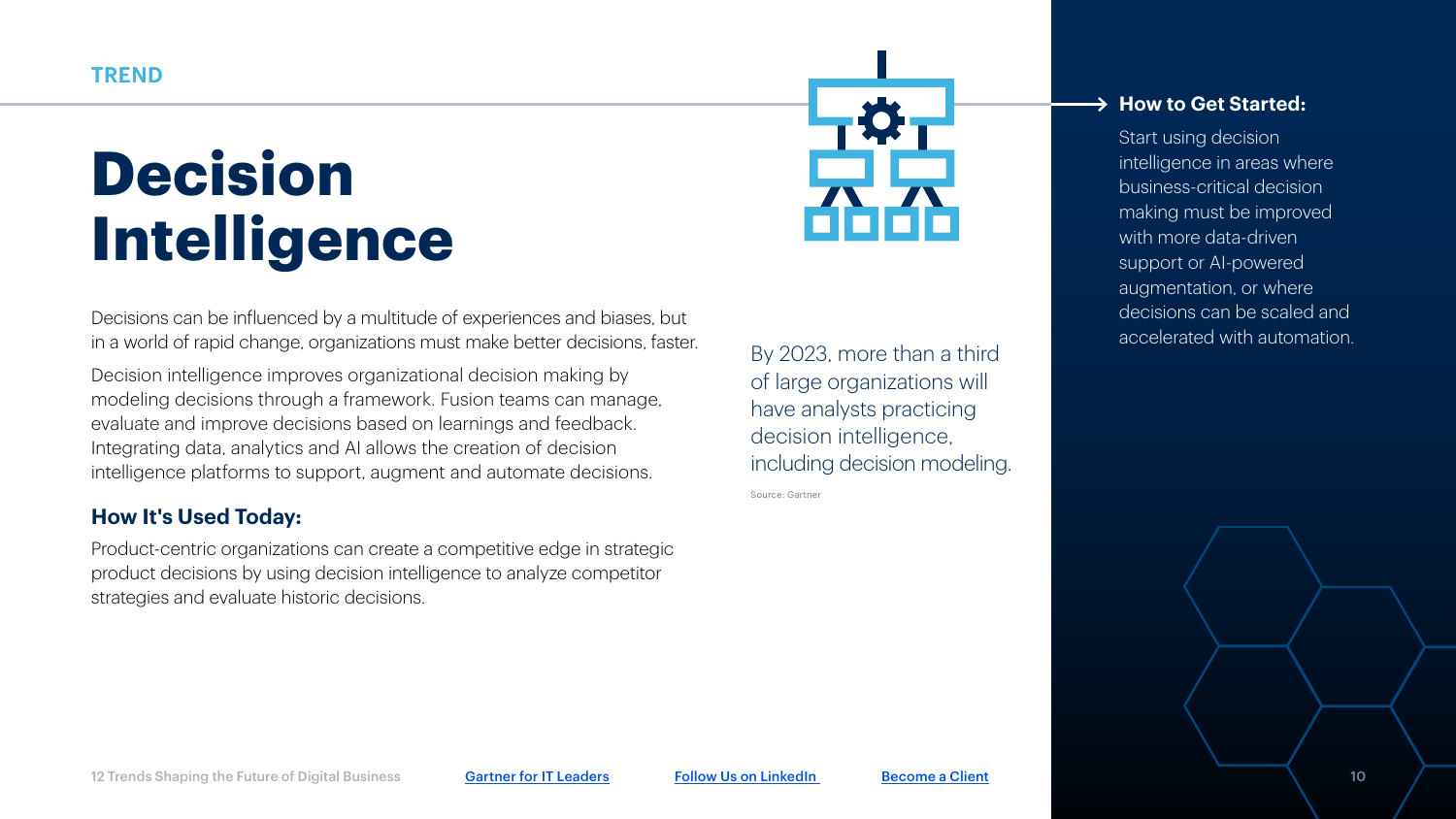TREND

# Decision Intelligence

Decisions can be influenced by a multitude of experiences and biases, but in a world of rapid change, organizations must make better decisions, faster.

Decision intelligence improves organizational decision making by modeling decisions through a framework. Fusion teams can manage, evaluate and improve decisions based on learnings and feedback. Integrating data, analytics and AI allows the creation of decision intelligence platforms to support, augment and automate decisions.

## How It's Used Today:

Product-centric organizations can create a competitive edge in strategic product decisions by using decision intelligence to analyze competitor strategies and evaluate historic decisions.

By 2023, more than a third of large organizations will have analysts practicing decision intelligence, including decision modeling.

Source: Gartner

## How to Get Started:

Start using decision intelligence in areas where business-critical decision making must be improved with more data-driven support or AI-powered augmentation, or where decisions can be scaled and accelerated with automation.

[Gartner for IT Leaders] [Follow Us on LinkedIn] [Become a Client]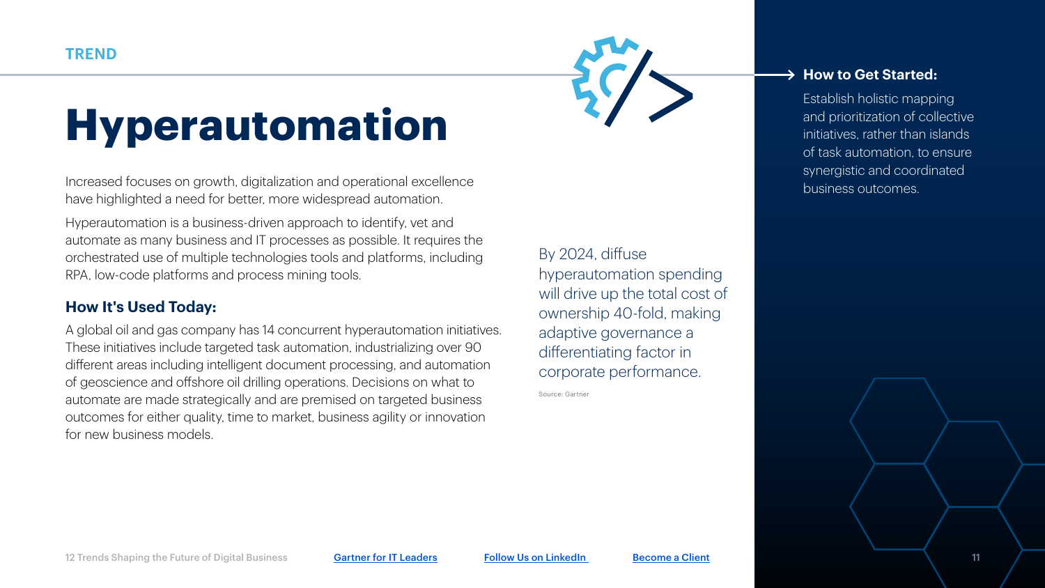TREND

# Hyperautomation

Increased focuses on growth, digitalization and operational excellence have highlighted a need for better, more widespread automation.

Hyperautomation is a business-driven approach to identify, vet and automate as many business and IT processes as possible. It requires the orchestrated use of multiple technologies tools and platforms, including RPA, low-code platforms and process mining tools.

## How It's Used Today:

A global oil and gas company has 14 concurrent hyperautomation initiatives. These initiatives include targeted task automation, industrializing over 90 different areas including intelligent document processing, and automation of geoscience and offshore oil drilling operations. Decisions on what to automate are made strategically and are premised on targeted business outcomes for either quality, time to market, business agility or innovation for new business models.

By 2024, diffuse hyperautomation spending will drive up the total cost of ownership 40-fold, making adaptive governance a differentiating factor in corporate performance.

Source: Gartner

## How to Get Started:

Establish holistic mapping and prioritization of collective initiatives, rather than islands of task automation, to ensure synergistic and coordinated business outcomes.

12 Trends Shaping the Future of Digital Business | Gartner for IT Leaders | Follow Us on LinkedIn | Become a Client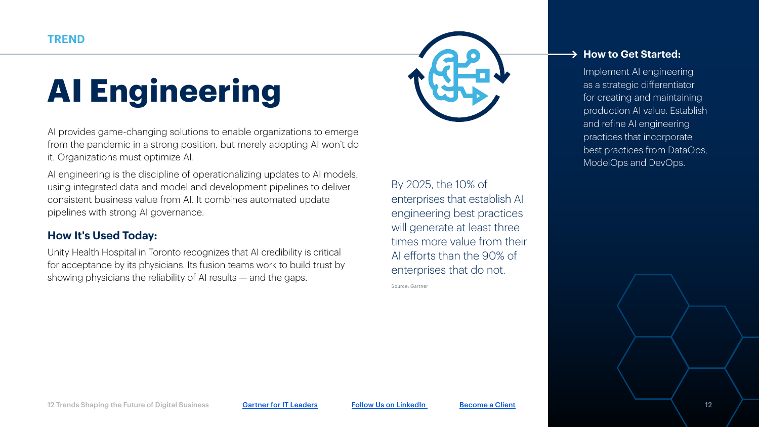TREND

# AI Engineering

AI provides game-changing solutions to enable organizations to emerge from the pandemic in a strong position, but merely adopting AI won't do it. Organizations must optimize AI.

AI engineering is the discipline of operationalizing updates to AI models, using integrated data and model and development pipelines to deliver consistent business value from AI. It combines automated update pipelines with strong AI governance.

### How It's Used Today:

Unity Health Hospital in Toronto recognizes that AI credibility is critical for acceptance by its physicians. Its fusion teams work to build trust by showing physicians the reliability of AI results — and the gaps.

By 2025, the 10% of enterprises that establish AI engineering best practices will generate at least three times more value from their AI efforts than the 90% of enterprises that do not.

Source: Gartner

### How to Get Started:

Implement AI engineering as a strategic differentiator for creating and maintaining production AI value. Establish and refine AI engineering practices that incorporate best practices from DataOps, ModelOps and DevOps.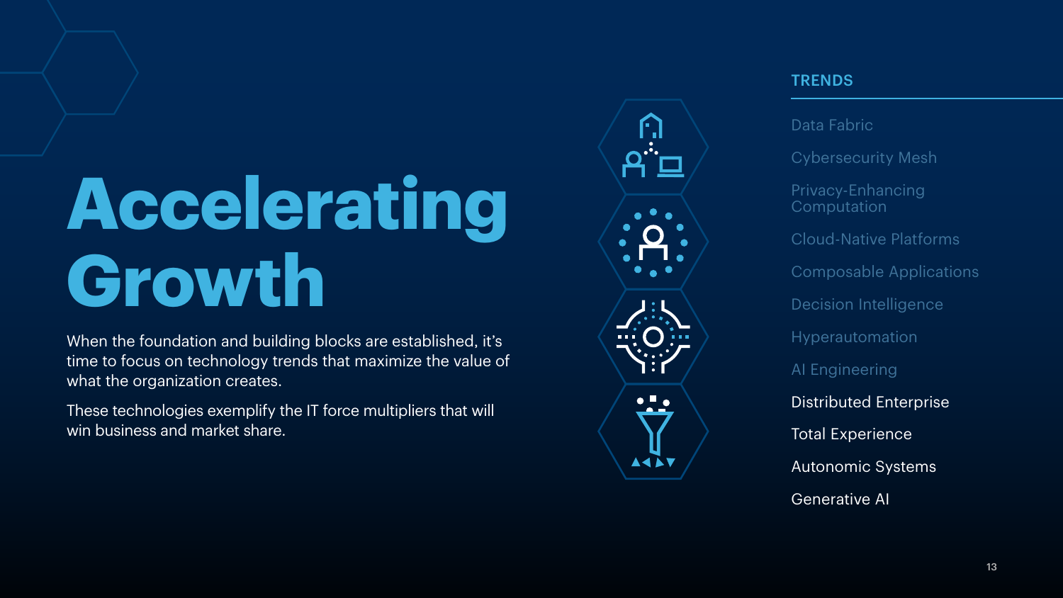# Accelerating Growth

When the foundation and building blocks are established, it's time to focus on technology trends that maximize the value of what the organization creates.

These technologies exemplify the IT force multipliers that will win business and market share.

## TRENDS

- Data Fabric
- Cybersecurity Mesh
- Privacy-Enhancing Computation
- Cloud-Native Platforms
- Composable Applications
- Decision Intelligence
- Hyperautomation
- AI Engineering
- Distributed Enterprise
- Total Experience
- Autonomic Systems
- Generative AI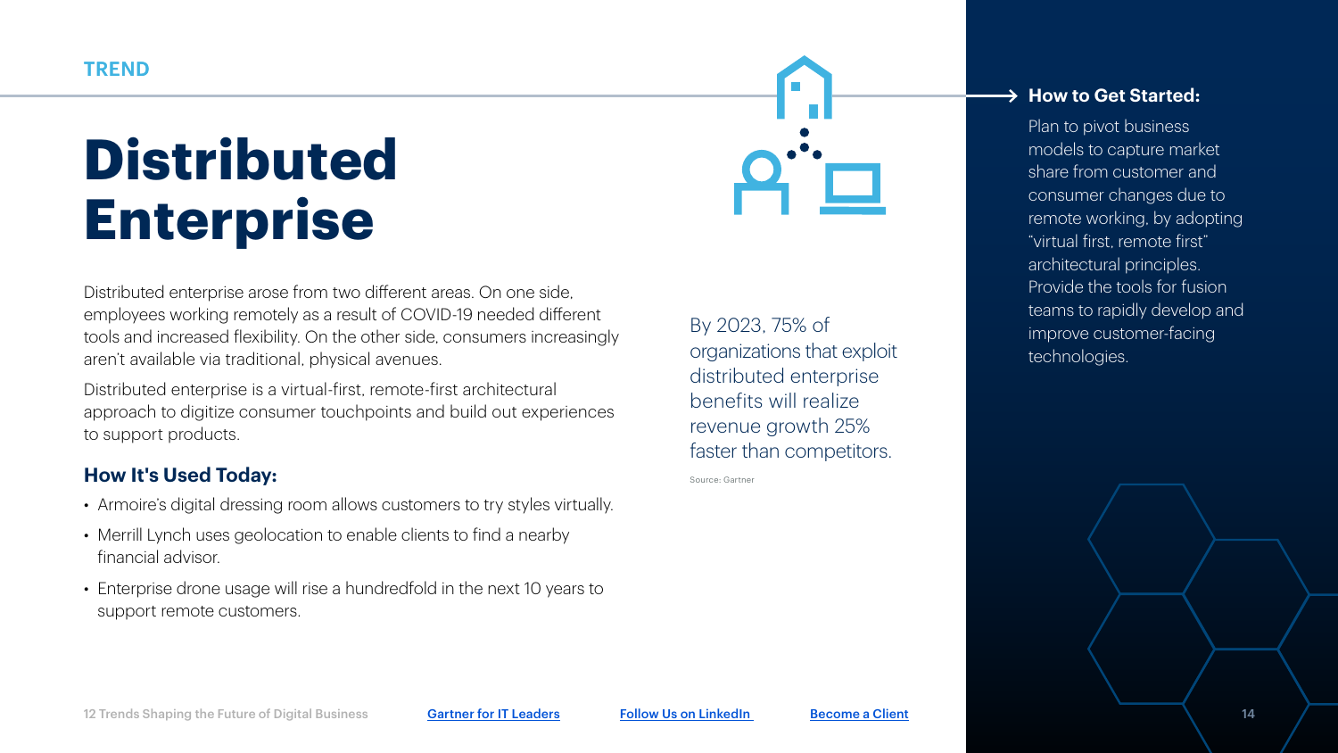TREND

# Distributed Enterprise

Distributed enterprise arose from two different areas. On one side, employees working remotely as a result of COVID-19 needed different tools and increased flexibility. On the other side, consumers increasingly aren't available via traditional, physical avenues.

Distributed enterprise is a virtual-first, remote-first architectural approach to digitize consumer touchpoints and build out experiences to support products.

### How It's Used Today:

- Armoire's digital dressing room allows customers to try styles virtually.
- Merrill Lynch uses geolocation to enable clients to find a nearby financial advisor.
- Enterprise drone usage will rise a hundredfold in the next 10 years to support remote customers.

By 2023, 75% of organizations that exploit distributed enterprise benefits will realize revenue growth 25% faster than competitors.

Source: Gartner

### How to Get Started:

Plan to pivot business models to capture market share from customer and consumer changes due to remote working, by adopting "virtual first, remote first" architectural principles. Provide the tools for fusion teams to rapidly develop and improve customer-facing technologies.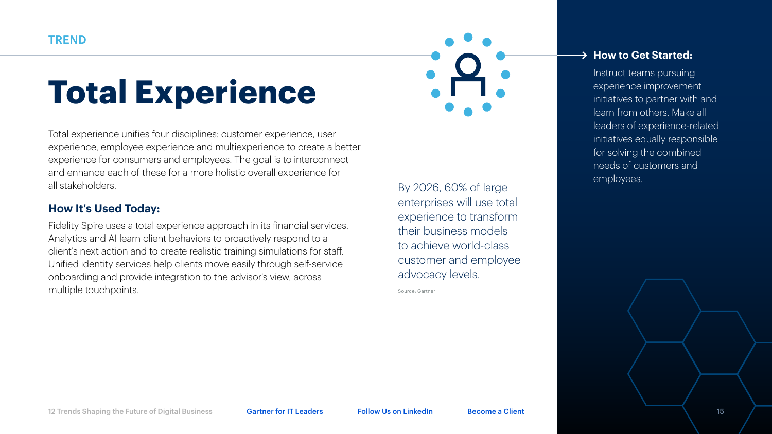TREND

# Total Experience

Total experience unifies four disciplines: customer experience, user experience, employee experience and multiexperience to create a better experience for consumers and employees. The goal is to interconnect and enhance each of these for a more holistic overall experience for all stakeholders.

## How It's Used Today:

Fidelity Spire uses a total experience approach in its financial services. Analytics and AI learn client behaviors to proactively respond to a client's next action and to create realistic training simulations for staff. Unified identity services help clients move easily through self-service onboarding and provide integration to the advisor's view, across multiple touchpoints.

By 2026, 60% of large enterprises will use total experience to transform their business models to achieve world-class customer and employee advocacy levels.

Source: Gartner

## How to Get Started:

Instruct teams pursuing experience improvement initiatives to partner with and learn from others. Make all leaders of experience-related initiatives equally responsible for solving the combined needs of customers and employees.

12 Trends Shaping the Future of Digital Business | Gartner for IT Leaders | Follow Us on LinkedIn | Become a Client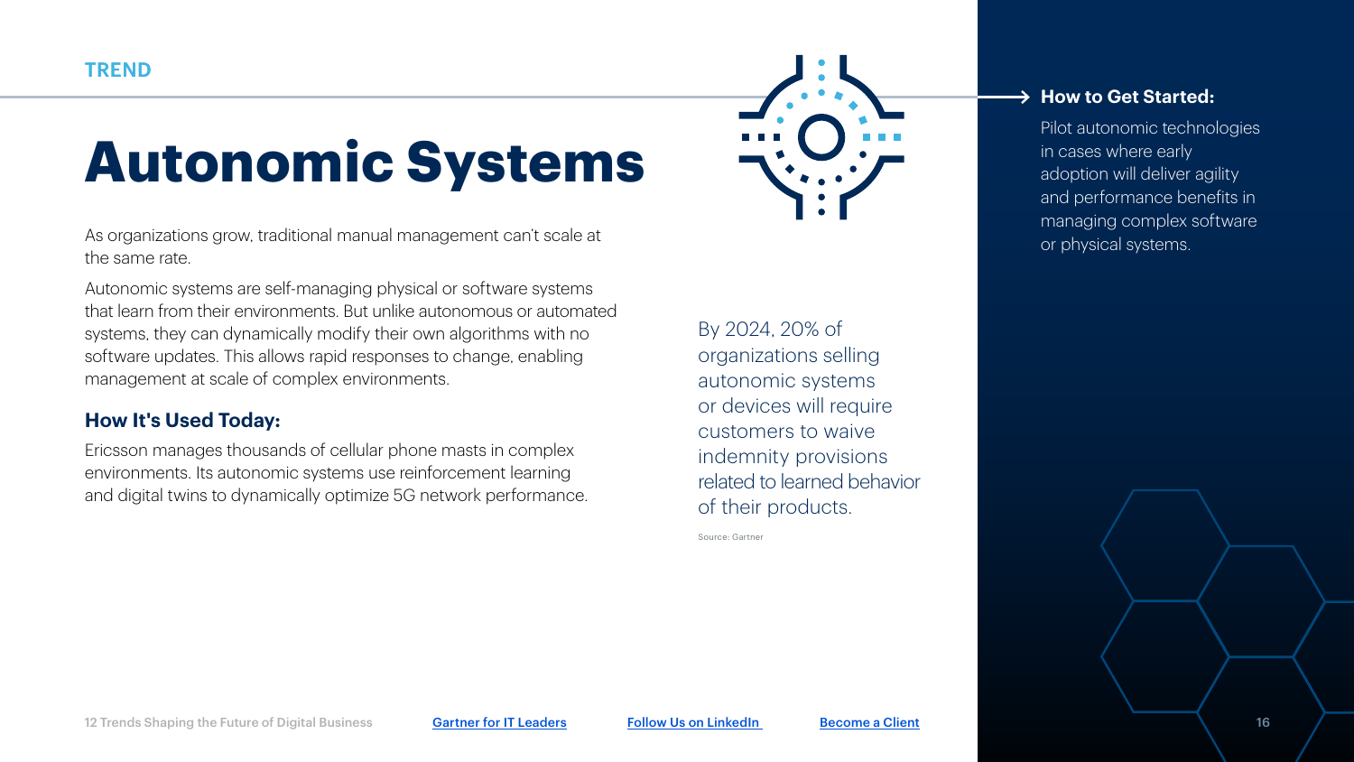TREND

# Autonomic Systems

As organizations grow, traditional manual management can't scale at the same rate.

Autonomic systems are self-managing physical or software systems that learn from their environments. But unlike autonomous or automated systems, they can dynamically modify their own algorithms with no software updates. This allows rapid responses to change, enabling management at scale of complex environments.

## How It's Used Today:

Ericsson manages thousands of cellular phone masts in complex environments. Its autonomic systems use reinforcement learning and digital twins to dynamically optimize 5G network performance.

By 2024, 20% of organizations selling autonomic systems or devices will require customers to waive indemnity provisions related to learned behavior of their products.

Source: Gartner

## How to Get Started:

Pilot autonomic technologies in cases where early adoption will deliver agility and performance benefits in managing complex software or physical systems.

12 Trends Shaping the Future of Digital Business | Gartner for IT Leaders | Follow Us on LinkedIn | Become a Client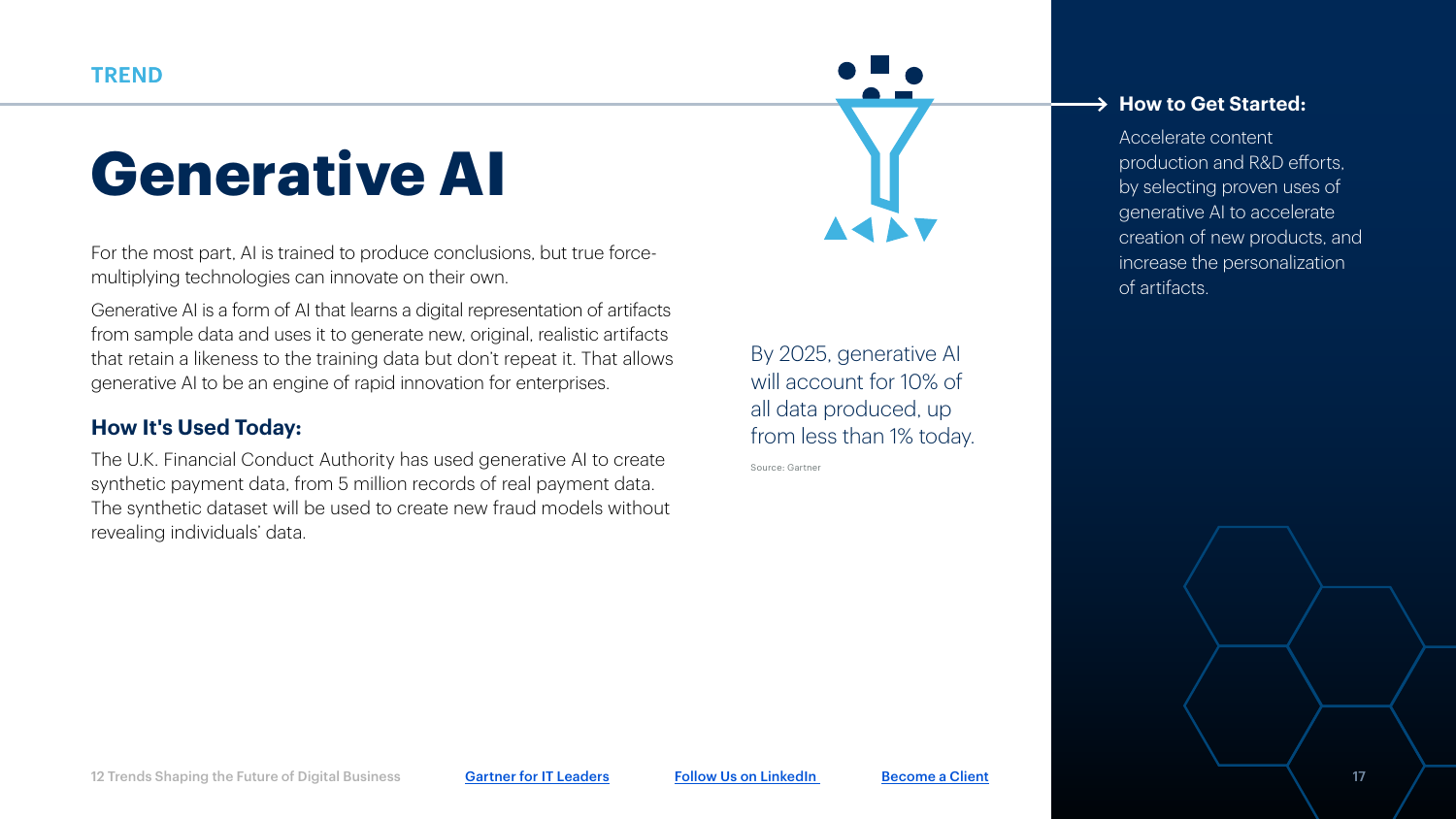TREND

# Generative AI

For the most part, AI is trained to produce conclusions, but true force-multiplying technologies can innovate on their own.

Generative AI is a form of AI that learns a digital representation of artifacts from sample data and uses it to generate new, original, realistic artifacts that retain a likeness to the training data but don't repeat it. That allows generative AI to be an engine of rapid innovation for enterprises.

### How It's Used Today:

The U.K. Financial Conduct Authority has used generative AI to create synthetic payment data, from 5 million records of real payment data. The synthetic dataset will be used to create new fraud models without revealing individuals' data.

By 2025, generative AI will account for 10% of all data produced, up from less than 1% today.

Source: Gartner

### How to Get Started:

Accelerate content production and R&D efforts, by selecting proven uses of generative AI to accelerate creation of new products, and increase the personalization of artifacts.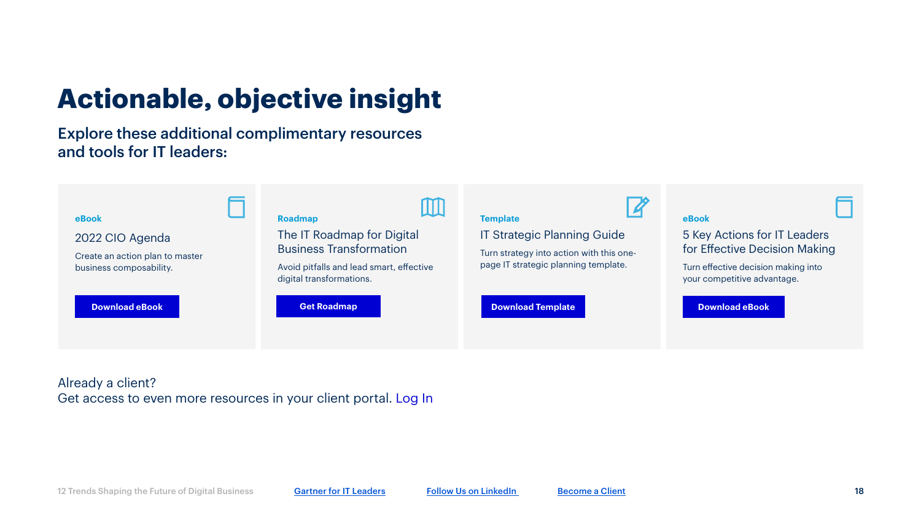# Actionable, objective insight

## Explore these additional complimentary resources and tools for IT leaders:

**eBook**

### 2022 CIO Agenda

Create an action plan to master business composability.

Download eBook

**Roadmap**

### The IT Roadmap for Digital Business Transformation

Avoid pitfalls and lead smart, effective digital transformations.

Get Roadmap

**Template**

### IT Strategic Planning Guide

Turn strategy into action with this one-page IT strategic planning template.

Download Template

**eBook**

### 5 Key Actions for IT Leaders for Effective Decision Making

Turn effective decision making into your competitive advantage.

Download eBook

Already a client?
Get access to even more resources in your client portal. Log In

Gartner for IT Leaders | Follow Us on LinkedIn | Become a Client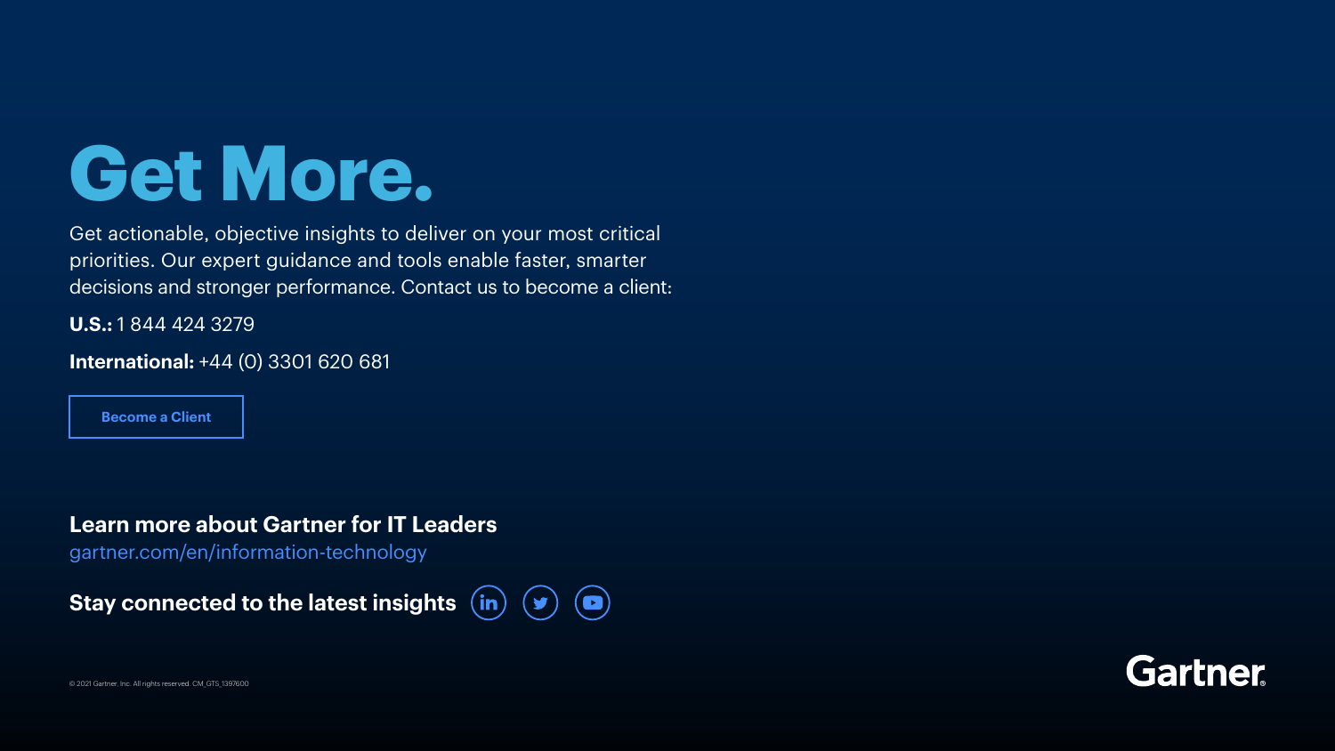# Get More.

Get actionable, objective insights to deliver on your most critical priorities. Our expert guidance and tools enable faster, smarter decisions and stronger performance. Contact us to become a client:

**U.S.:** 1 844 424 3279

**International:** +44 (0) 3301 620 681

Become a Client

**Learn more about Gartner for IT Leaders**
gartner.com/en/information-technology

**Stay connected to the latest insights**

© 2021 Gartner, Inc. All rights reserved. CM_GTS_1397600

Gartner